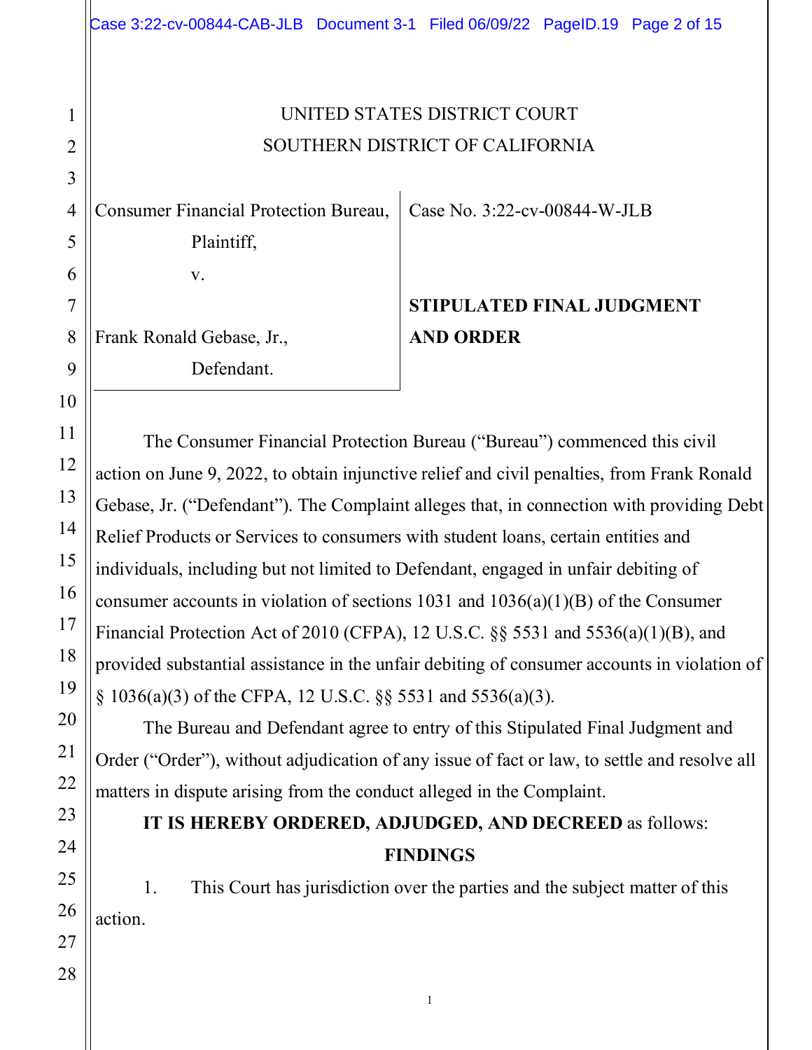UNITED STATES DISTRICT COURT
SOUTHERN DISTRICT OF CALIFORNIA

| Consumer Financial Protection Bureau, Plaintiff, v. Frank Ronald Gebase, Jr., Defendant. | Case No. 3:22-cv-00844-W-JLB **STIPULATED FINAL JUDGMENT AND ORDER** |
|---|---|

The Consumer Financial Protection Bureau ("Bureau") commenced this civil action on June 9, 2022, to obtain injunctive relief and civil penalties, from Frank Ronald Gebase, Jr. ("Defendant"). The Complaint alleges that, in connection with providing Debt Relief Products or Services to consumers with student loans, certain entities and individuals, including but not limited to Defendant, engaged in unfair debiting of consumer accounts in violation of sections 1031 and 1036(a)(1)(B) of the Consumer Financial Protection Act of 2010 (CFPA), 12 U.S.C. §§ 5531 and 5536(a)(1)(B), and provided substantial assistance in the unfair debiting of consumer accounts in violation of § 1036(a)(3) of the CFPA, 12 U.S.C. §§ 5531 and 5536(a)(3).

The Bureau and Defendant agree to entry of this Stipulated Final Judgment and Order ("Order"), without adjudication of any issue of fact or law, to settle and resolve all matters in dispute arising from the conduct alleged in the Complaint.

**IT IS HEREBY ORDERED, ADJUDGED, AND DECREED** as follows:

## FINDINGS

1. This Court has jurisdiction over the parties and the subject matter of this action.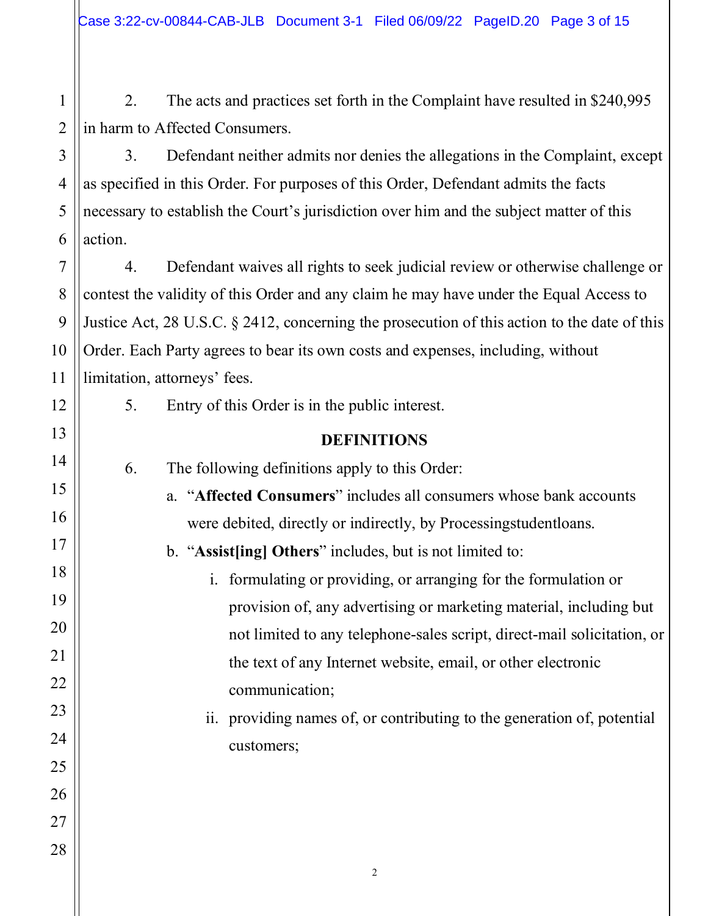2. The acts and practices set forth in the Complaint have resulted in $240,995 in harm to Affected Consumers.

3. Defendant neither admits nor denies the allegations in the Complaint, except as specified in this Order. For purposes of this Order, Defendant admits the facts necessary to establish the Court's jurisdiction over him and the subject matter of this action.

4. Defendant waives all rights to seek judicial review or otherwise challenge or contest the validity of this Order and any claim he may have under the Equal Access to Justice Act, 28 U.S.C. § 2412, concerning the prosecution of this action to the date of this Order. Each Party agrees to bear its own costs and expenses, including, without limitation, attorneys' fees.

5. Entry of this Order is in the public interest.

## DEFINITIONS

6. The following definitions apply to this Order:

   a. "**Affected Consumers**" includes all consumers whose bank accounts were debited, directly or indirectly, by Processingstudentloans.

   b. "**Assist[ing] Others**" includes, but is not limited to:

      i. formulating or providing, or arranging for the formulation or provision of, any advertising or marketing material, including but not limited to any telephone-sales script, direct-mail solicitation, or the text of any Internet website, email, or other electronic communication;

      ii. providing names of, or contributing to the generation of, potential customers;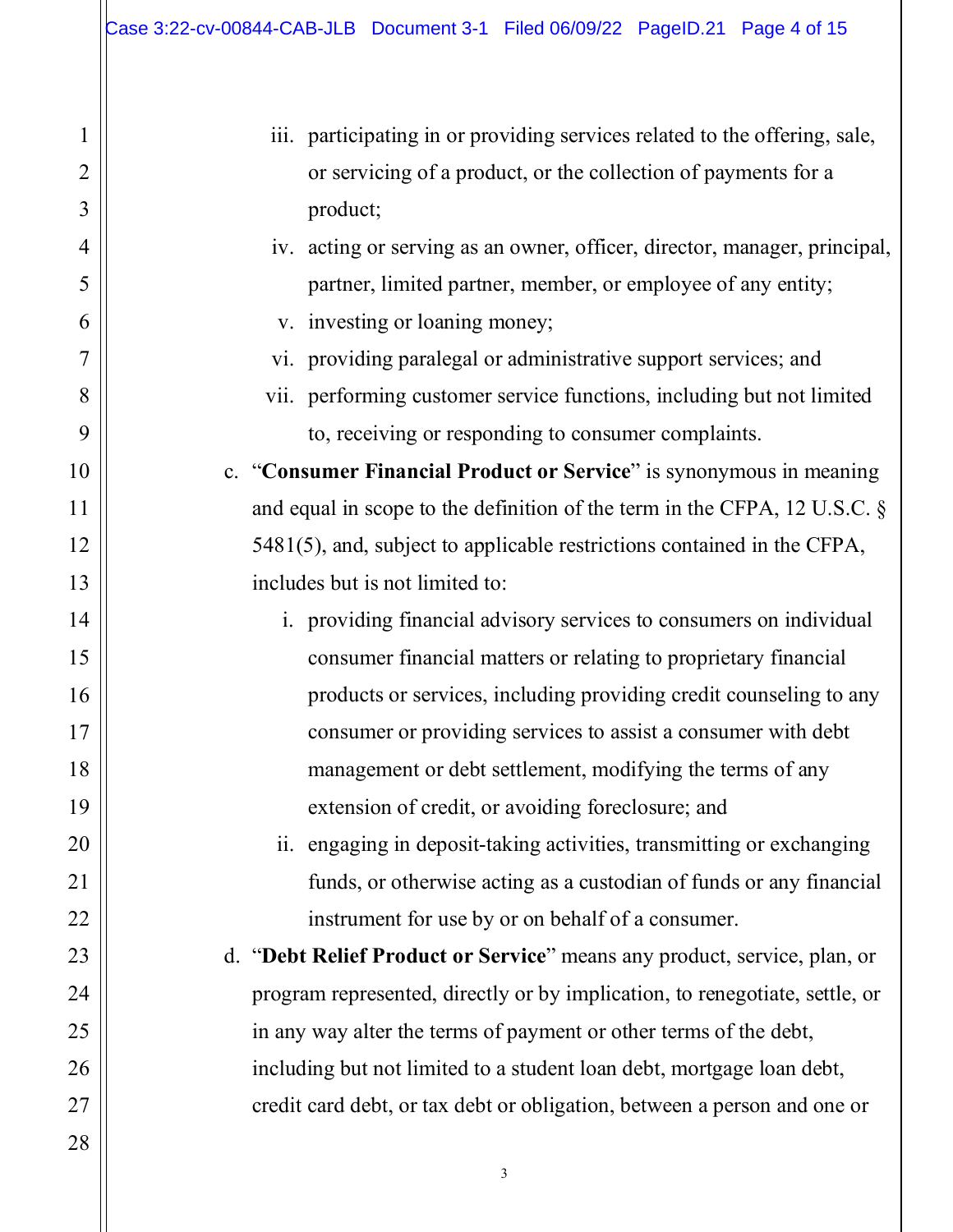iii. participating in or providing services related to the offering, sale, or servicing of a product, or the collection of payments for a product;

iv. acting or serving as an owner, officer, director, manager, principal, partner, limited partner, member, or employee of any entity;

v. investing or loaning money;

vi. providing paralegal or administrative support services; and

vii. performing customer service functions, including but not limited to, receiving or responding to consumer complaints.

c. "**Consumer Financial Product or Service**" is synonymous in meaning and equal in scope to the definition of the term in the CFPA, 12 U.S.C. § 5481(5), and, subject to applicable restrictions contained in the CFPA, includes but is not limited to:

i. providing financial advisory services to consumers on individual consumer financial matters or relating to proprietary financial products or services, including providing credit counseling to any consumer or providing services to assist a consumer with debt management or debt settlement, modifying the terms of any extension of credit, or avoiding foreclosure; and

ii. engaging in deposit-taking activities, transmitting or exchanging funds, or otherwise acting as a custodian of funds or any financial instrument for use by or on behalf of a consumer.

d. "**Debt Relief Product or Service**" means any product, service, plan, or program represented, directly or by implication, to renegotiate, settle, or in any way alter the terms of payment or other terms of the debt, including but not limited to a student loan debt, mortgage loan debt, credit card debt, or tax debt or obligation, between a person and one or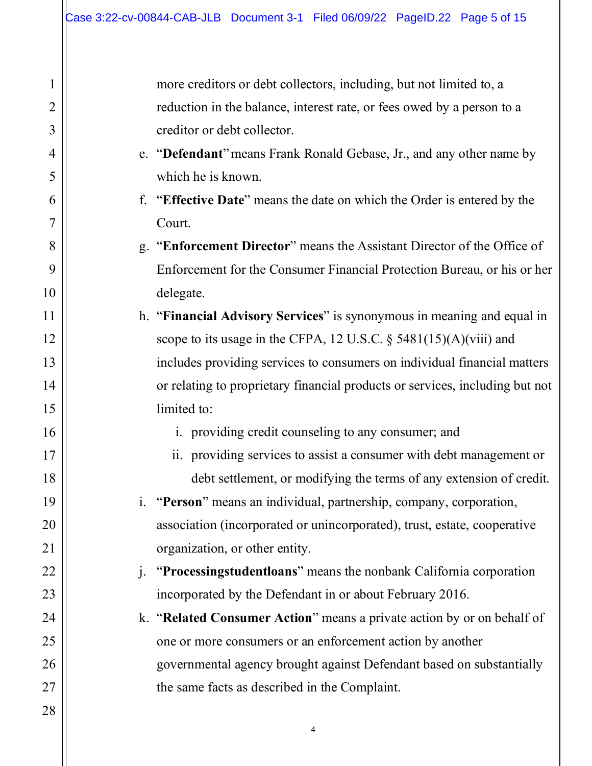more creditors or debt collectors, including, but not limited to, a reduction in the balance, interest rate, or fees owed by a person to a creditor or debt collector.

e. "**Defendant**" means Frank Ronald Gebase, Jr., and any other name by which he is known.

f. "**Effective Date**" means the date on which the Order is entered by the Court.

g. "**Enforcement Director**" means the Assistant Director of the Office of Enforcement for the Consumer Financial Protection Bureau, or his or her delegate.

h. "**Financial Advisory Services**" is synonymous in meaning and equal in scope to its usage in the CFPA, 12 U.S.C. § 5481(15)(A)(viii) and includes providing services to consumers on individual financial matters or relating to proprietary financial products or services, including but not limited to:

   i. providing credit counseling to any consumer; and

   ii. providing services to assist a consumer with debt management or debt settlement, or modifying the terms of any extension of credit.

i. "**Person**" means an individual, partnership, company, corporation, association (incorporated or unincorporated), trust, estate, cooperative organization, or other entity.

j. "**Processingstudentloans**" means the nonbank California corporation incorporated by the Defendant in or about February 2016.

k. "**Related Consumer Action**" means a private action by or on behalf of one or more consumers or an enforcement action by another governmental agency brought against Defendant based on substantially the same facts as described in the Complaint.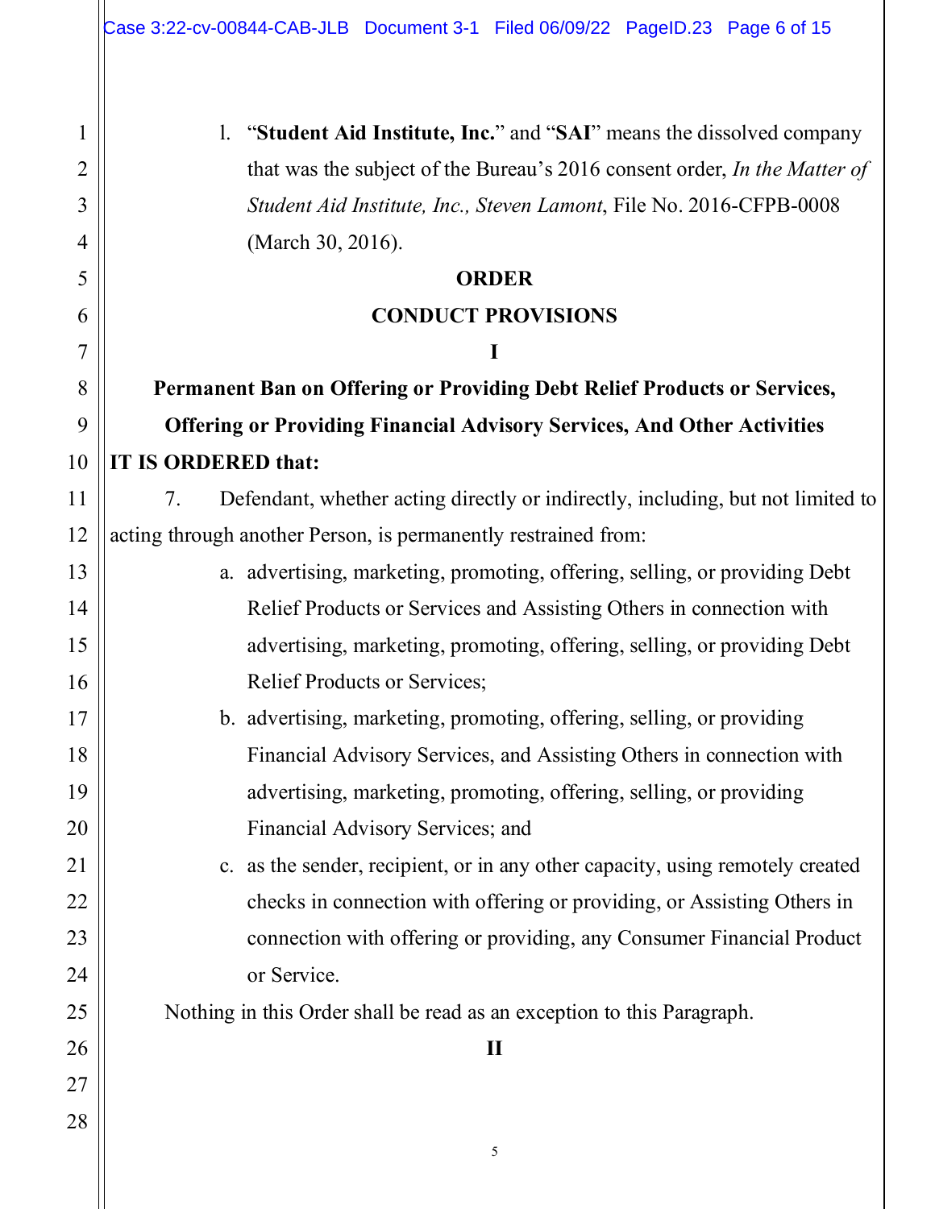l. "**Student Aid Institute, Inc.**" and "**SAI**" means the dissolved company that was the subject of the Bureau's 2016 consent order, *In the Matter of Student Aid Institute, Inc., Steven Lamont*, File No. 2016-CFPB-0008 (March 30, 2016).

## ORDER

## CONDUCT PROVISIONS

### I

### Permanent Ban on Offering or Providing Debt Relief Products or Services, Offering or Providing Financial Advisory Services, And Other Activities

**IT IS ORDERED that:**

7. Defendant, whether acting directly or indirectly, including, but not limited to acting through another Person, is permanently restrained from:

   a. advertising, marketing, promoting, offering, selling, or providing Debt Relief Products or Services and Assisting Others in connection with advertising, marketing, promoting, offering, selling, or providing Debt Relief Products or Services;

   b. advertising, marketing, promoting, offering, selling, or providing Financial Advisory Services, and Assisting Others in connection with advertising, marketing, promoting, offering, selling, or providing Financial Advisory Services; and

   c. as the sender, recipient, or in any other capacity, using remotely created checks in connection with offering or providing, or Assisting Others in connection with offering or providing, any Consumer Financial Product or Service.

Nothing in this Order shall be read as an exception to this Paragraph.

### II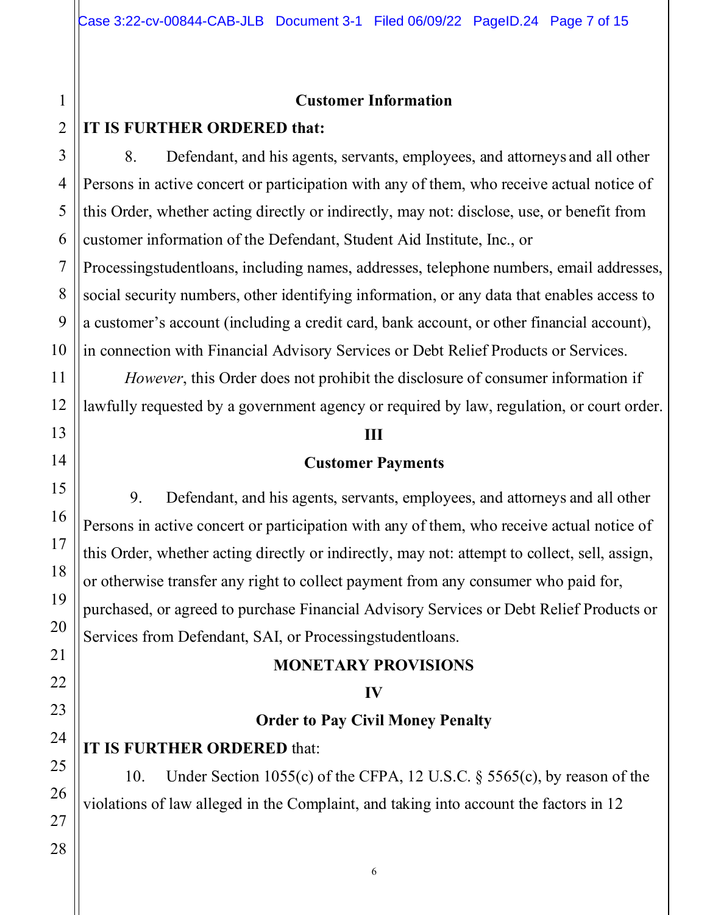### Customer Information

**IT IS FURTHER ORDERED that:**

8. Defendant, and his agents, servants, employees, and attorneys and all other Persons in active concert or participation with any of them, who receive actual notice of this Order, whether acting directly or indirectly, may not: disclose, use, or benefit from customer information of the Defendant, Student Aid Institute, Inc., or Processingstudentloans, including names, addresses, telephone numbers, email addresses, social security numbers, other identifying information, or any data that enables access to a customer's account (including a credit card, bank account, or other financial account), in connection with Financial Advisory Services or Debt Relief Products or Services.

*However*, this Order does not prohibit the disclosure of consumer information if lawfully requested by a government agency or required by law, regulation, or court order.

### III

### Customer Payments

9. Defendant, and his agents, servants, employees, and attorneys and all other Persons in active concert or participation with any of them, who receive actual notice of this Order, whether acting directly or indirectly, may not: attempt to collect, sell, assign, or otherwise transfer any right to collect payment from any consumer who paid for, purchased, or agreed to purchase Financial Advisory Services or Debt Relief Products or Services from Defendant, SAI, or Processingstudentloans.

## MONETARY PROVISIONS

### IV

### Order to Pay Civil Money Penalty

**IT IS FURTHER ORDERED** that:

10. Under Section 1055(c) of the CFPA, 12 U.S.C. § 5565(c), by reason of the violations of law alleged in the Complaint, and taking into account the factors in 12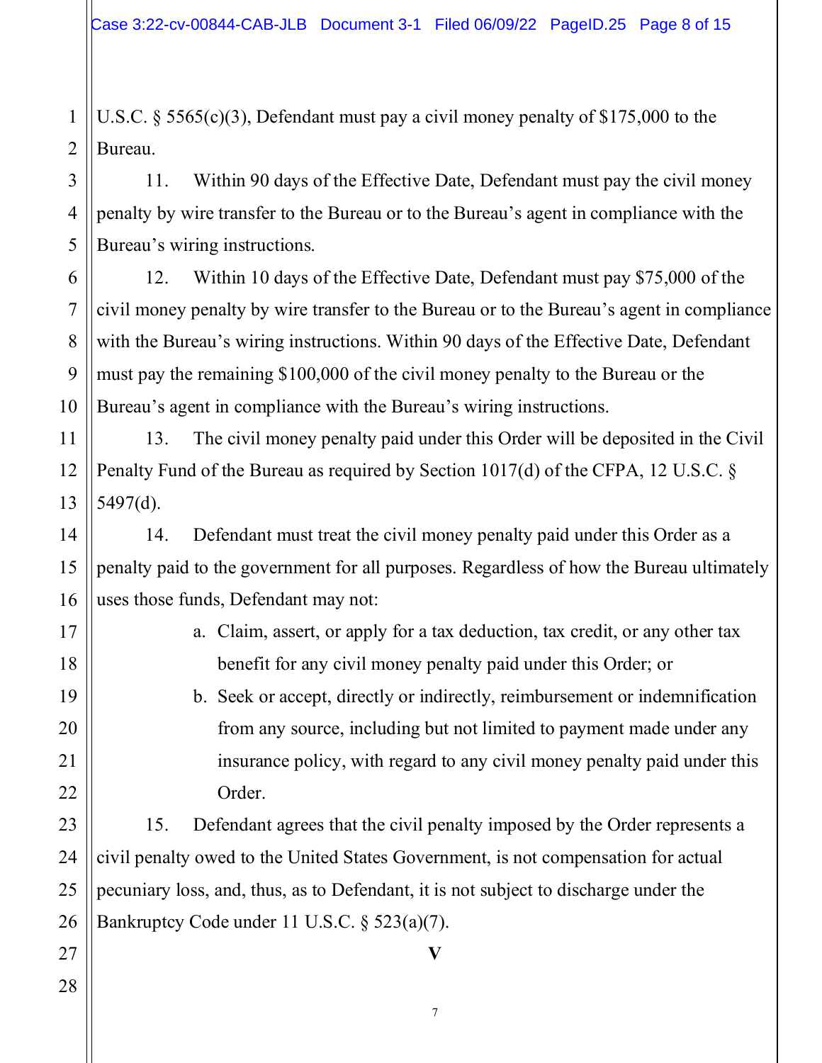U.S.C. § 5565(c)(3), Defendant must pay a civil money penalty of $175,000 to the Bureau.

11. Within 90 days of the Effective Date, Defendant must pay the civil money penalty by wire transfer to the Bureau or to the Bureau's agent in compliance with the Bureau's wiring instructions.

12. Within 10 days of the Effective Date, Defendant must pay $75,000 of the civil money penalty by wire transfer to the Bureau or to the Bureau's agent in compliance with the Bureau's wiring instructions. Within 90 days of the Effective Date, Defendant must pay the remaining $100,000 of the civil money penalty to the Bureau or the Bureau's agent in compliance with the Bureau's wiring instructions.

13. The civil money penalty paid under this Order will be deposited in the Civil Penalty Fund of the Bureau as required by Section 1017(d) of the CFPA, 12 U.S.C. § 5497(d).

14. Defendant must treat the civil money penalty paid under this Order as a penalty paid to the government for all purposes. Regardless of how the Bureau ultimately uses those funds, Defendant may not:

a. Claim, assert, or apply for a tax deduction, tax credit, or any other tax benefit for any civil money penalty paid under this Order; or

b. Seek or accept, directly or indirectly, reimbursement or indemnification from any source, including but not limited to payment made under any insurance policy, with regard to any civil money penalty paid under this Order.

15. Defendant agrees that the civil penalty imposed by the Order represents a civil penalty owed to the United States Government, is not compensation for actual pecuniary loss, and, thus, as to Defendant, it is not subject to discharge under the Bankruptcy Code under 11 U.S.C. § 523(a)(7).

## V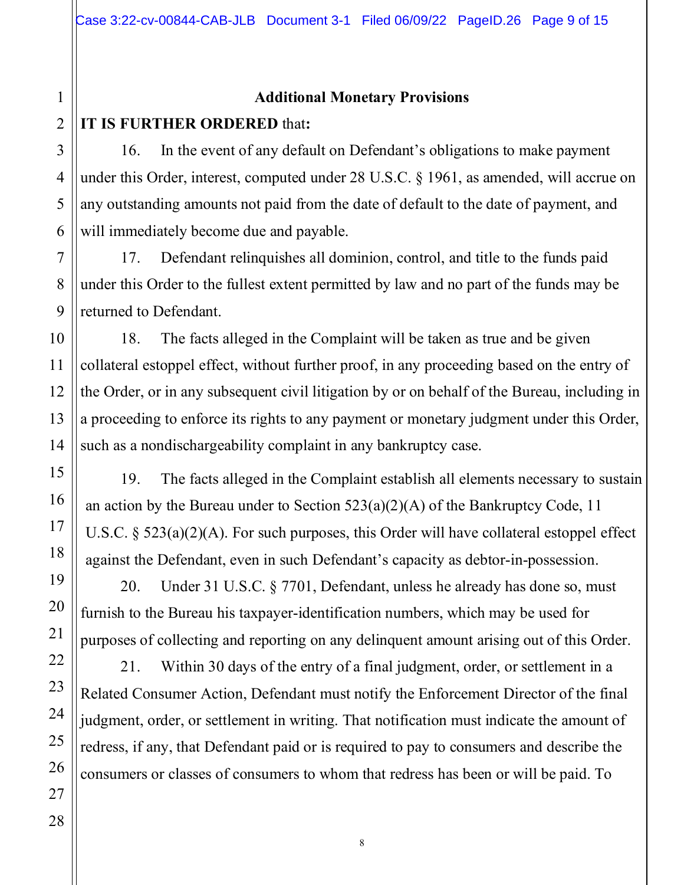### Additional Monetary Provisions

**IT IS FURTHER ORDERED** that**:**

16. In the event of any default on Defendant's obligations to make payment under this Order, interest, computed under 28 U.S.C. § 1961, as amended, will accrue on any outstanding amounts not paid from the date of default to the date of payment, and will immediately become due and payable.

17. Defendant relinquishes all dominion, control, and title to the funds paid under this Order to the fullest extent permitted by law and no part of the funds may be returned to Defendant.

18. The facts alleged in the Complaint will be taken as true and be given collateral estoppel effect, without further proof, in any proceeding based on the entry of the Order, or in any subsequent civil litigation by or on behalf of the Bureau, including in a proceeding to enforce its rights to any payment or monetary judgment under this Order, such as a nondischargeability complaint in any bankruptcy case.

19. The facts alleged in the Complaint establish all elements necessary to sustain an action by the Bureau under to Section 523(a)(2)(A) of the Bankruptcy Code, 11 U.S.C. § 523(a)(2)(A). For such purposes, this Order will have collateral estoppel effect against the Defendant, even in such Defendant's capacity as debtor-in-possession.

20. Under 31 U.S.C. § 7701, Defendant, unless he already has done so, must furnish to the Bureau his taxpayer-identification numbers, which may be used for purposes of collecting and reporting on any delinquent amount arising out of this Order.

21. Within 30 days of the entry of a final judgment, order, or settlement in a Related Consumer Action, Defendant must notify the Enforcement Director of the final judgment, order, or settlement in writing. That notification must indicate the amount of redress, if any, that Defendant paid or is required to pay to consumers and describe the consumers or classes of consumers to whom that redress has been or will be paid. To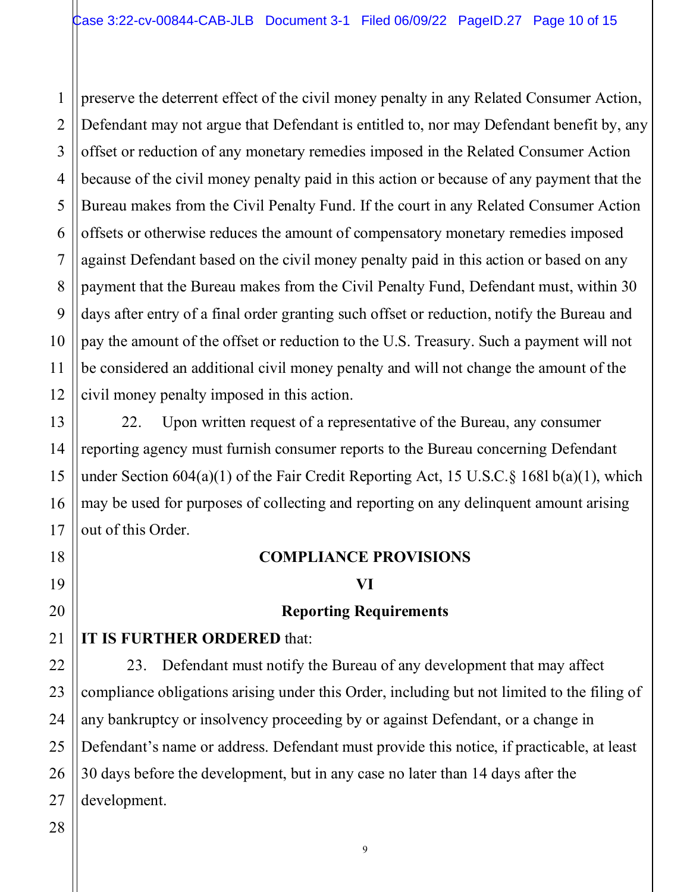preserve the deterrent effect of the civil money penalty in any Related Consumer Action, Defendant may not argue that Defendant is entitled to, nor may Defendant benefit by, any offset or reduction of any monetary remedies imposed in the Related Consumer Action because of the civil money penalty paid in this action or because of any payment that the Bureau makes from the Civil Penalty Fund. If the court in any Related Consumer Action offsets or otherwise reduces the amount of compensatory monetary remedies imposed against Defendant based on the civil money penalty paid in this action or based on any payment that the Bureau makes from the Civil Penalty Fund, Defendant must, within 30 days after entry of a final order granting such offset or reduction, notify the Bureau and pay the amount of the offset or reduction to the U.S. Treasury. Such a payment will not be considered an additional civil money penalty and will not change the amount of the civil money penalty imposed in this action.

22. Upon written request of a representative of the Bureau, any consumer reporting agency must furnish consumer reports to the Bureau concerning Defendant under Section 604(a)(1) of the Fair Credit Reporting Act, 15 U.S.C.§ 1681 b(a)(1), which may be used for purposes of collecting and reporting on any delinquent amount arising out of this Order.

## COMPLIANCE PROVISIONS

### VI

### Reporting Requirements

**IT IS FURTHER ORDERED** that:

23. Defendant must notify the Bureau of any development that may affect compliance obligations arising under this Order, including but not limited to the filing of any bankruptcy or insolvency proceeding by or against Defendant, or a change in Defendant's name or address. Defendant must provide this notice, if practicable, at least 30 days before the development, but in any case no later than 14 days after the development.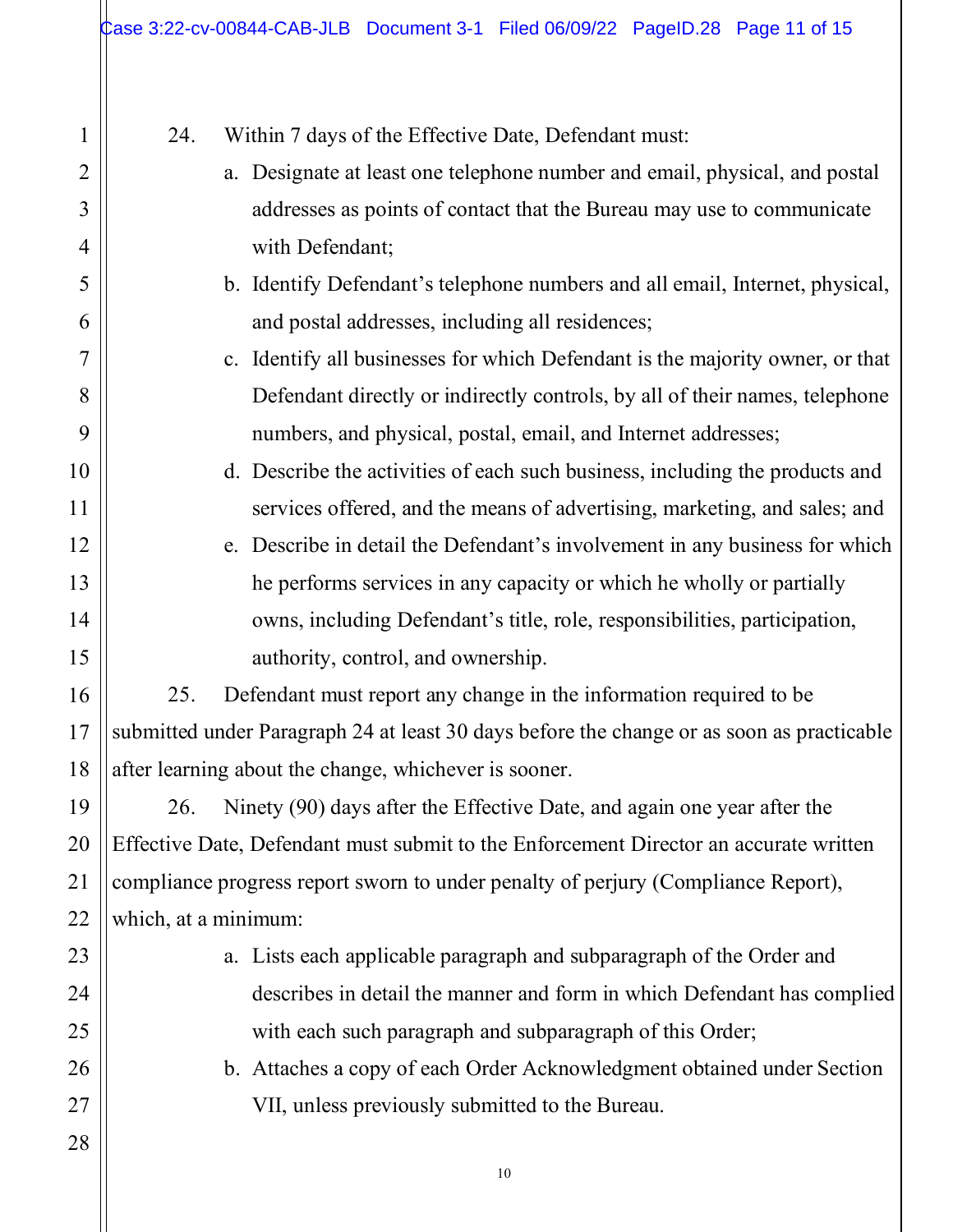24. Within 7 days of the Effective Date, Defendant must:

   a. Designate at least one telephone number and email, physical, and postal addresses as points of contact that the Bureau may use to communicate with Defendant;

   b. Identify Defendant's telephone numbers and all email, Internet, physical, and postal addresses, including all residences;

   c. Identify all businesses for which Defendant is the majority owner, or that Defendant directly or indirectly controls, by all of their names, telephone numbers, and physical, postal, email, and Internet addresses;

   d. Describe the activities of each such business, including the products and services offered, and the means of advertising, marketing, and sales; and

   e. Describe in detail the Defendant's involvement in any business for which he performs services in any capacity or which he wholly or partially owns, including Defendant's title, role, responsibilities, participation, authority, control, and ownership.

25. Defendant must report any change in the information required to be submitted under Paragraph 24 at least 30 days before the change or as soon as practicable after learning about the change, whichever is sooner.

26. Ninety (90) days after the Effective Date, and again one year after the Effective Date, Defendant must submit to the Enforcement Director an accurate written compliance progress report sworn to under penalty of perjury (Compliance Report), which, at a minimum:

   a. Lists each applicable paragraph and subparagraph of the Order and describes in detail the manner and form in which Defendant has complied with each such paragraph and subparagraph of this Order;

   b. Attaches a copy of each Order Acknowledgment obtained under Section VII, unless previously submitted to the Bureau.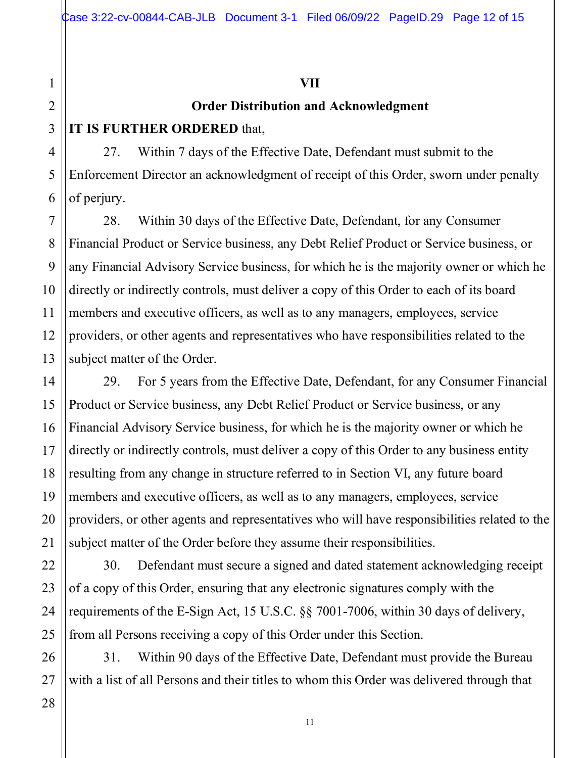## VII

## Order Distribution and Acknowledgment

**IT IS FURTHER ORDERED** that,

27. Within 7 days of the Effective Date, Defendant must submit to the Enforcement Director an acknowledgment of receipt of this Order, sworn under penalty of perjury.

28. Within 30 days of the Effective Date, Defendant, for any Consumer Financial Product or Service business, any Debt Relief Product or Service business, or any Financial Advisory Service business, for which he is the majority owner or which he directly or indirectly controls, must deliver a copy of this Order to each of its board members and executive officers, as well as to any managers, employees, service providers, or other agents and representatives who have responsibilities related to the subject matter of the Order.

29. For 5 years from the Effective Date, Defendant, for any Consumer Financial Product or Service business, any Debt Relief Product or Service business, or any Financial Advisory Service business, for which he is the majority owner or which he directly or indirectly controls, must deliver a copy of this Order to any business entity resulting from any change in structure referred to in Section VI, any future board members and executive officers, as well as to any managers, employees, service providers, or other agents and representatives who will have responsibilities related to the subject matter of the Order before they assume their responsibilities.

30. Defendant must secure a signed and dated statement acknowledging receipt of a copy of this Order, ensuring that any electronic signatures comply with the requirements of the E-Sign Act, 15 U.S.C. §§ 7001-7006, within 30 days of delivery, from all Persons receiving a copy of this Order under this Section.

31. Within 90 days of the Effective Date, Defendant must provide the Bureau with a list of all Persons and their titles to whom this Order was delivered through that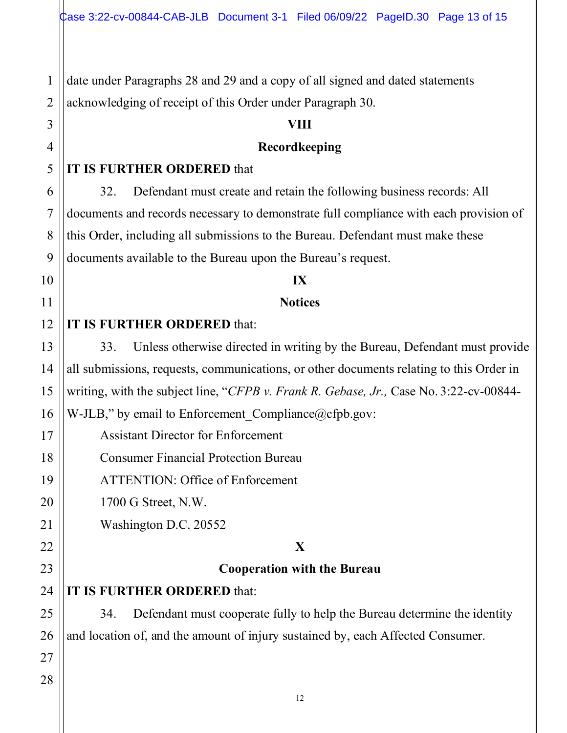date under Paragraphs 28 and 29 and a copy of all signed and dated statements acknowledging of receipt of this Order under Paragraph 30.

## VIII

## Recordkeeping

**IT IS FURTHER ORDERED** that

32. Defendant must create and retain the following business records: All documents and records necessary to demonstrate full compliance with each provision of this Order, including all submissions to the Bureau. Defendant must make these documents available to the Bureau upon the Bureau's request.

## IX

## Notices

**IT IS FURTHER ORDERED** that:

33. Unless otherwise directed in writing by the Bureau, Defendant must provide all submissions, requests, communications, or other documents relating to this Order in writing, with the subject line, "*CFPB v. Frank R. Gebase, Jr.,* Case No. 3:22-cv-00844-W-JLB," by email to Enforcement_Compliance@cfpb.gov:

Assistant Director for Enforcement
Consumer Financial Protection Bureau
ATTENTION: Office of Enforcement
1700 G Street, N.W.
Washington D.C. 20552

## X

## Cooperation with the Bureau

**IT IS FURTHER ORDERED** that:

34. Defendant must cooperate fully to help the Bureau determine the identity and location of, and the amount of injury sustained by, each Affected Consumer.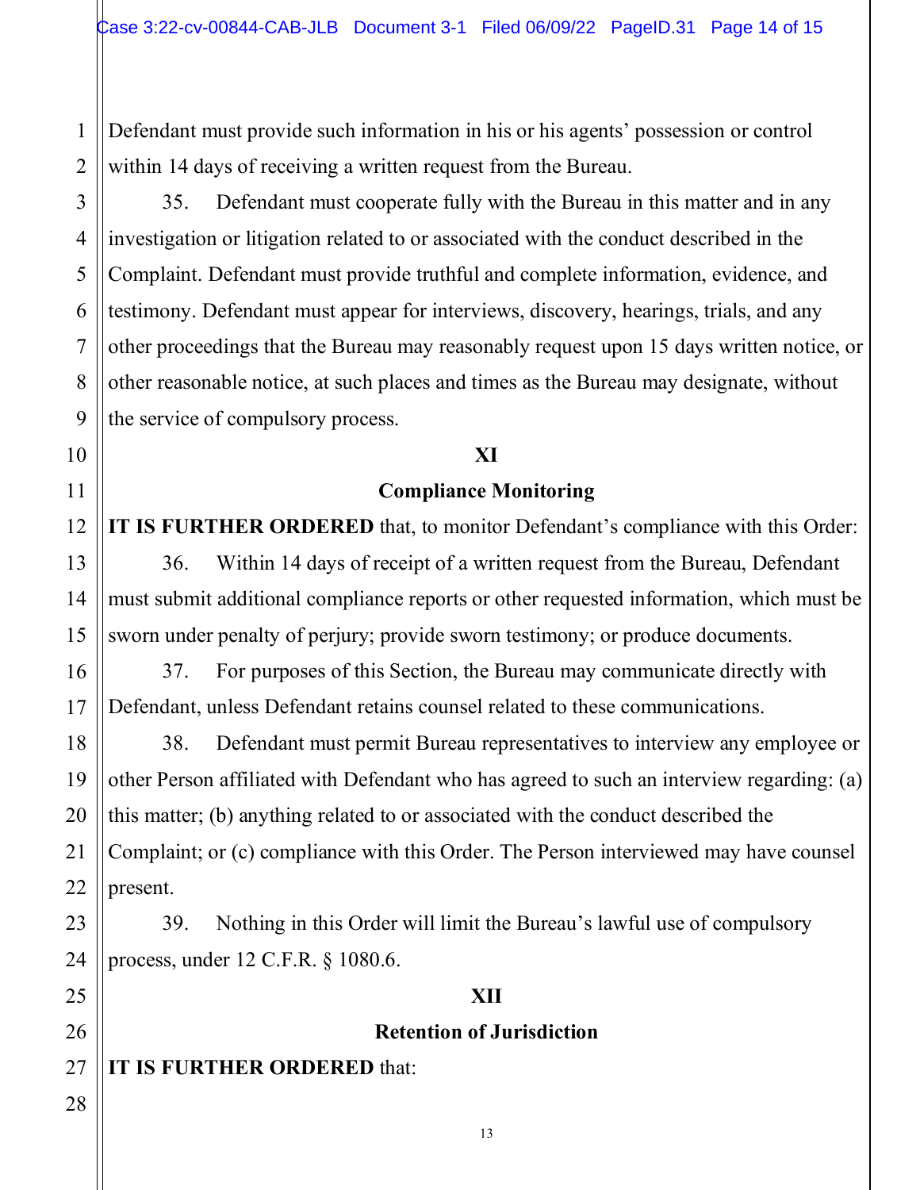Defendant must provide such information in his or his agents' possession or control within 14 days of receiving a written request from the Bureau.

35. Defendant must cooperate fully with the Bureau in this matter and in any investigation or litigation related to or associated with the conduct described in the Complaint. Defendant must provide truthful and complete information, evidence, and testimony. Defendant must appear for interviews, discovery, hearings, trials, and any other proceedings that the Bureau may reasonably request upon 15 days written notice, or other reasonable notice, at such places and times as the Bureau may designate, without the service of compulsory process.

## XI

## Compliance Monitoring

**IT IS FURTHER ORDERED** that, to monitor Defendant's compliance with this Order:

36. Within 14 days of receipt of a written request from the Bureau, Defendant must submit additional compliance reports or other requested information, which must be sworn under penalty of perjury; provide sworn testimony; or produce documents.

37. For purposes of this Section, the Bureau may communicate directly with Defendant, unless Defendant retains counsel related to these communications.

38. Defendant must permit Bureau representatives to interview any employee or other Person affiliated with Defendant who has agreed to such an interview regarding: (a) this matter; (b) anything related to or associated with the conduct described the Complaint; or (c) compliance with this Order. The Person interviewed may have counsel present.

39. Nothing in this Order will limit the Bureau's lawful use of compulsory process, under 12 C.F.R. § 1080.6.

## XII

## Retention of Jurisdiction

**IT IS FURTHER ORDERED** that: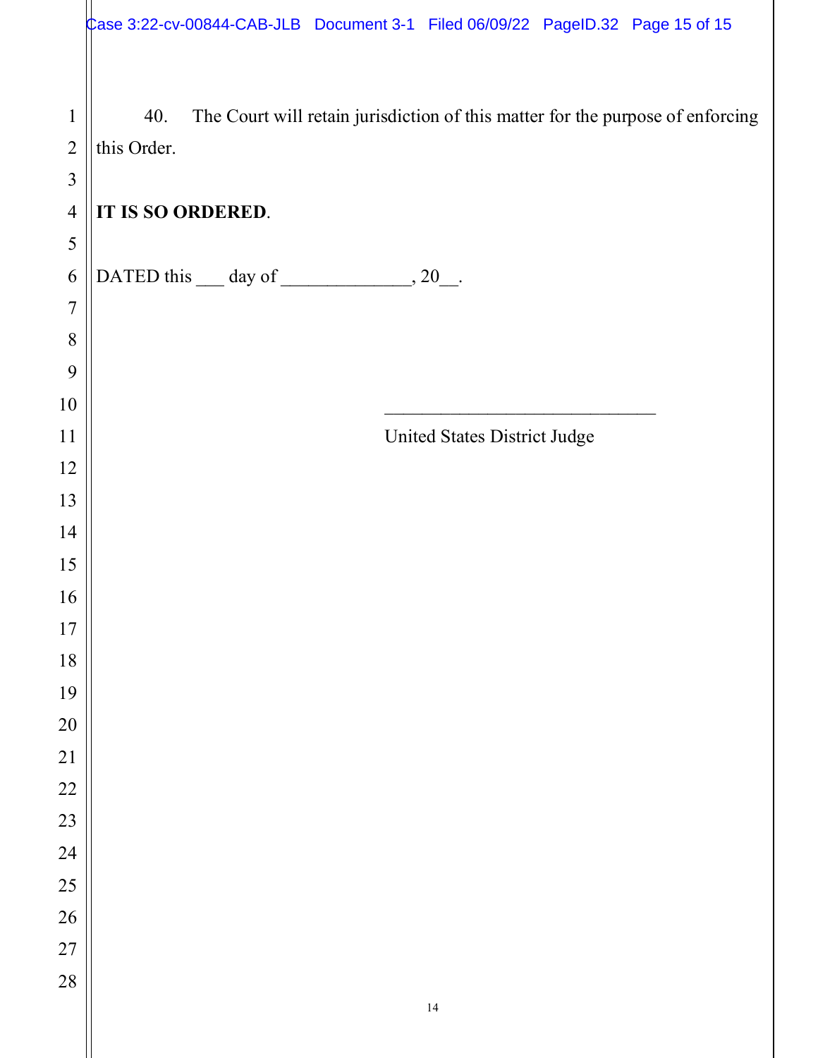40. The Court will retain jurisdiction of this matter for the purpose of enforcing this Order.

**IT IS SO ORDERED**.

DATED this ___ day of ______________, 20__.

_______________________________

United States District Judge